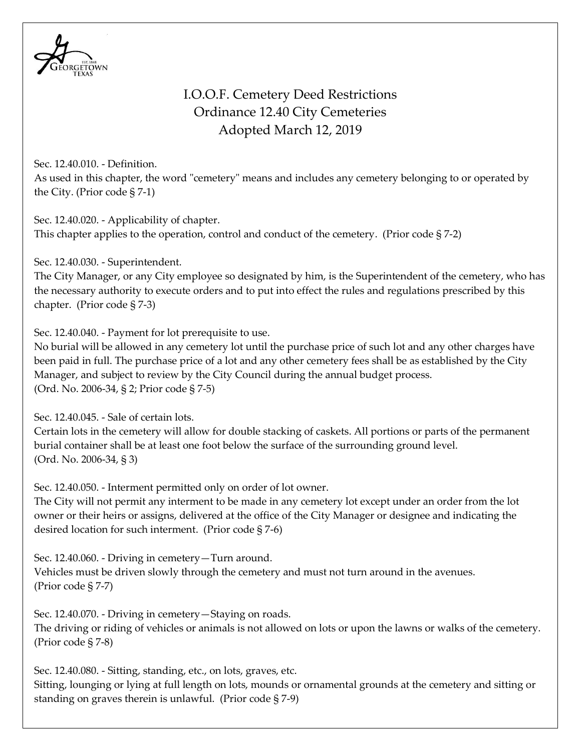# I.O.O.F. Cemetery Deed Restrictions
## Ordinance 12.40 City Cemeteries
## Adopted March 12, 2019

Sec. 12.40.010. - Definition.
As used in this chapter, the word "cemetery" means and includes any cemetery belonging to or operated by the City. (Prior code § 7-1)

Sec. 12.40.020. - Applicability of chapter.
This chapter applies to the operation, control and conduct of the cemetery. (Prior code § 7-2)

Sec. 12.40.030. - Superintendent.
The City Manager, or any City employee so designated by him, is the Superintendent of the cemetery, who has the necessary authority to execute orders and to put into effect the rules and regulations prescribed by this chapter. (Prior code § 7-3)

Sec. 12.40.040. - Payment for lot prerequisite to use.
No burial will be allowed in any cemetery lot until the purchase price of such lot and any other charges have been paid in full. The purchase price of a lot and any other cemetery fees shall be as established by the City Manager, and subject to review by the City Council during the annual budget process.
(Ord. No. 2006-34, § 2; Prior code § 7-5)

Sec. 12.40.045. - Sale of certain lots.
Certain lots in the cemetery will allow for double stacking of caskets. All portions or parts of the permanent burial container shall be at least one foot below the surface of the surrounding ground level.
(Ord. No. 2006-34, § 3)

Sec. 12.40.050. - Interment permitted only on order of lot owner.
The City will not permit any interment to be made in any cemetery lot except under an order from the lot owner or their heirs or assigns, delivered at the office of the City Manager or designee and indicating the desired location for such interment. (Prior code § 7-6)

Sec. 12.40.060. - Driving in cemetery—Turn around.
Vehicles must be driven slowly through the cemetery and must not turn around in the avenues.
(Prior code § 7-7)

Sec. 12.40.070. - Driving in cemetery—Staying on roads.
The driving or riding of vehicles or animals is not allowed on lots or upon the lawns or walks of the cemetery.
(Prior code § 7-8)

Sec. 12.40.080. - Sitting, standing, etc., on lots, graves, etc.
Sitting, lounging or lying at full length on lots, mounds or ornamental grounds at the cemetery and sitting or standing on graves therein is unlawful. (Prior code § 7-9)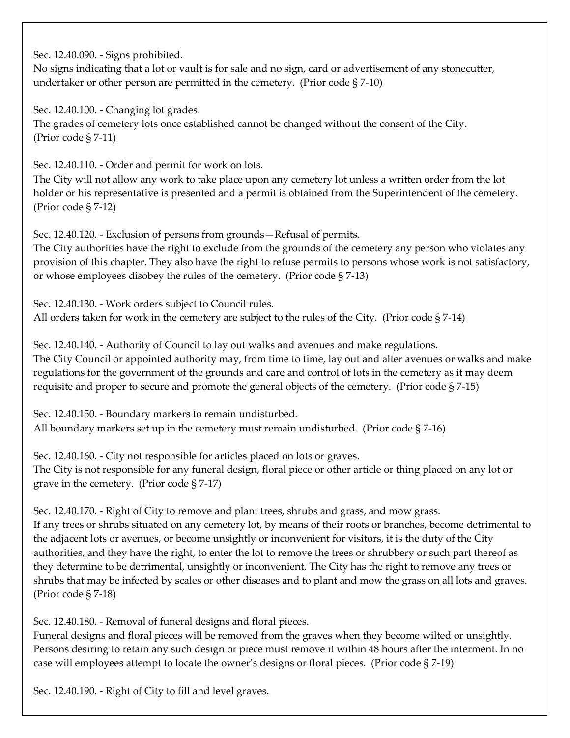Sec. 12.40.090. - Signs prohibited.
No signs indicating that a lot or vault is for sale and no sign, card or advertisement of any stonecutter, undertaker or other person are permitted in the cemetery. (Prior code § 7-10)

Sec. 12.40.100. - Changing lot grades.
The grades of cemetery lots once established cannot be changed without the consent of the City. (Prior code § 7-11)

Sec. 12.40.110. - Order and permit for work on lots.
The City will not allow any work to take place upon any cemetery lot unless a written order from the lot holder or his representative is presented and a permit is obtained from the Superintendent of the cemetery. (Prior code § 7-12)

Sec. 12.40.120. - Exclusion of persons from grounds—Refusal of permits.
The City authorities have the right to exclude from the grounds of the cemetery any person who violates any provision of this chapter. They also have the right to refuse permits to persons whose work is not satisfactory, or whose employees disobey the rules of the cemetery. (Prior code § 7-13)

Sec. 12.40.130. - Work orders subject to Council rules.
All orders taken for work in the cemetery are subject to the rules of the City. (Prior code § 7-14)

Sec. 12.40.140. - Authority of Council to lay out walks and avenues and make regulations.
The City Council or appointed authority may, from time to time, lay out and alter avenues or walks and make regulations for the government of the grounds and care and control of lots in the cemetery as it may deem requisite and proper to secure and promote the general objects of the cemetery. (Prior code § 7-15)

Sec. 12.40.150. - Boundary markers to remain undisturbed.
All boundary markers set up in the cemetery must remain undisturbed. (Prior code § 7-16)

Sec. 12.40.160. - City not responsible for articles placed on lots or graves.
The City is not responsible for any funeral design, floral piece or other article or thing placed on any lot or grave in the cemetery. (Prior code § 7-17)

Sec. 12.40.170. - Right of City to remove and plant trees, shrubs and grass, and mow grass.
If any trees or shrubs situated on any cemetery lot, by means of their roots or branches, become detrimental to the adjacent lots or avenues, or become unsightly or inconvenient for visitors, it is the duty of the City authorities, and they have the right, to enter the lot to remove the trees or shrubbery or such part thereof as they determine to be detrimental, unsightly or inconvenient. The City has the right to remove any trees or shrubs that may be infected by scales or other diseases and to plant and mow the grass on all lots and graves. (Prior code § 7-18)

Sec. 12.40.180. - Removal of funeral designs and floral pieces.
Funeral designs and floral pieces will be removed from the graves when they become wilted or unsightly. Persons desiring to retain any such design or piece must remove it within 48 hours after the interment. In no case will employees attempt to locate the owner's designs or floral pieces. (Prior code § 7-19)

Sec. 12.40.190. - Right of City to fill and level graves.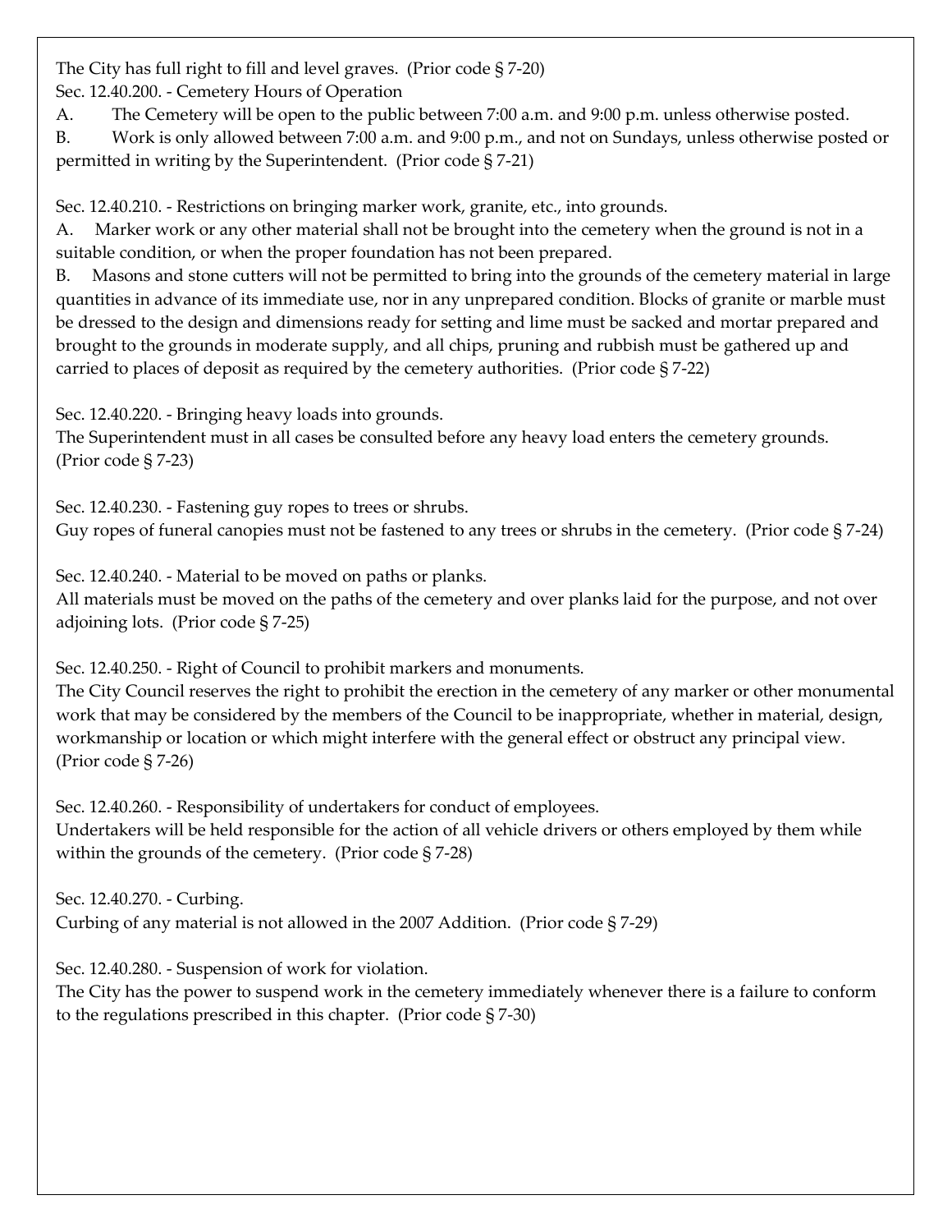The City has full right to fill and level graves. (Prior code § 7-20)

Sec. 12.40.200. - Cemetery Hours of Operation

A. The Cemetery will be open to the public between 7:00 a.m. and 9:00 p.m. unless otherwise posted.

B. Work is only allowed between 7:00 a.m. and 9:00 p.m., and not on Sundays, unless otherwise posted or permitted in writing by the Superintendent. (Prior code § 7-21)

Sec. 12.40.210. - Restrictions on bringing marker work, granite, etc., into grounds.

A. Marker work or any other material shall not be brought into the cemetery when the ground is not in a suitable condition, or when the proper foundation has not been prepared.

B. Masons and stone cutters will not be permitted to bring into the grounds of the cemetery material in large quantities in advance of its immediate use, nor in any unprepared condition. Blocks of granite or marble must be dressed to the design and dimensions ready for setting and lime must be sacked and mortar prepared and brought to the grounds in moderate supply, and all chips, pruning and rubbish must be gathered up and carried to places of deposit as required by the cemetery authorities. (Prior code § 7-22)

Sec. 12.40.220. - Bringing heavy loads into grounds.

The Superintendent must in all cases be consulted before any heavy load enters the cemetery grounds. (Prior code § 7-23)

Sec. 12.40.230. - Fastening guy ropes to trees or shrubs.

Guy ropes of funeral canopies must not be fastened to any trees or shrubs in the cemetery. (Prior code § 7-24)

Sec. 12.40.240. - Material to be moved on paths or planks.

All materials must be moved on the paths of the cemetery and over planks laid for the purpose, and not over adjoining lots. (Prior code § 7-25)

Sec. 12.40.250. - Right of Council to prohibit markers and monuments.

The City Council reserves the right to prohibit the erection in the cemetery of any marker or other monumental work that may be considered by the members of the Council to be inappropriate, whether in material, design, workmanship or location or which might interfere with the general effect or obstruct any principal view. (Prior code § 7-26)

Sec. 12.40.260. - Responsibility of undertakers for conduct of employees.

Undertakers will be held responsible for the action of all vehicle drivers or others employed by them while within the grounds of the cemetery. (Prior code § 7-28)

Sec. 12.40.270. - Curbing.

Curbing of any material is not allowed in the 2007 Addition. (Prior code § 7-29)

Sec. 12.40.280. - Suspension of work for violation.

The City has the power to suspend work in the cemetery immediately whenever there is a failure to conform to the regulations prescribed in this chapter. (Prior code § 7-30)